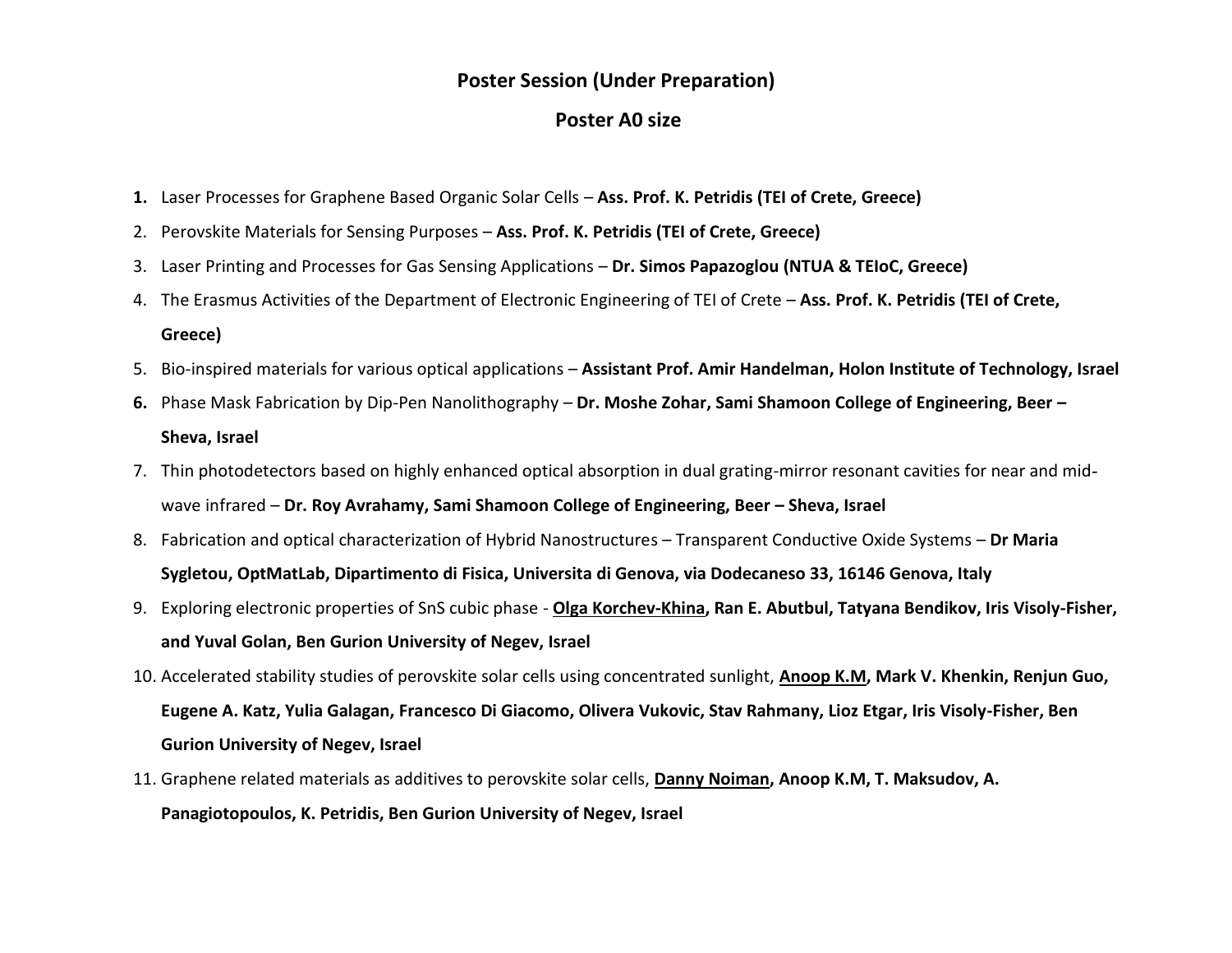## Poster Session (Under Preparation)

## Poster A0 size

1. Laser Processes for Graphene Based Organic Solar Cells – **Ass. Prof. K. Petridis (TEI of Crete, Greece)**
2. Perovskite Materials for Sensing Purposes – **Ass. Prof. K. Petridis (TEI of Crete, Greece)**
3. Laser Printing and Processes for Gas Sensing Applications – **Dr. Simos Papazoglou (NTUA & TEIoC, Greece)**
4. The Erasmus Activities of the Department of Electronic Engineering of TEI of Crete – **Ass. Prof. K. Petridis (TEI of Crete, Greece)**
5. Bio-inspired materials for various optical applications – **Assistant Prof. Amir Handelman, Holon Institute of Technology, Israel**
6. Phase Mask Fabrication by Dip-Pen Nanolithography – **Dr. Moshe Zohar, Sami Shamoon College of Engineering, Beer – Sheva, Israel**
7. Thin photodetectors based on highly enhanced optical absorption in dual grating-mirror resonant cavities for near and mid-wave infrared – **Dr. Roy Avrahamy, Sami Shamoon College of Engineering, Beer – Sheva, Israel**
8. Fabrication and optical characterization of Hybrid Nanostructures – Transparent Conductive Oxide Systems – **Dr Maria Sygletou, OptMatLab, Dipartimento di Fisica, Universita di Genova, via Dodecaneso 33, 16146 Genova, Italy**
9. Exploring electronic properties of SnS cubic phase - **<u>Olga Korchev-Khina</u>, Ran E. Abutbul, Tatyana Bendikov, Iris Visoly-Fisher, and Yuval Golan, Ben Gurion University of Negev, Israel**
10. Accelerated stability studies of perovskite solar cells using concentrated sunlight, **<u>Anoop K.M</u>, Mark V. Khenkin, Renjun Guo, Eugene A. Katz, Yulia Galagan, Francesco Di Giacomo, Olivera Vukovic, Stav Rahmany, Lioz Etgar, Iris Visoly-Fisher, Ben Gurion University of Negev, Israel**
11. Graphene related materials as additives to perovskite solar cells, **<u>Danny Noiman</u>, Anoop K.M, T. Maksudov, A. Panagiotopoulos, K. Petridis, Ben Gurion University of Negev, Israel**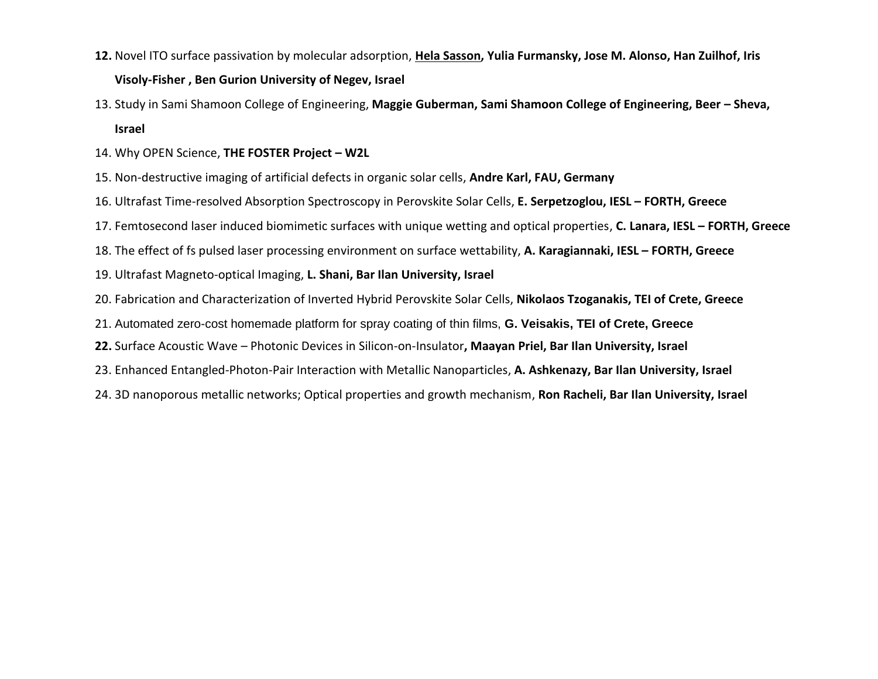12. Novel ITO surface passivation by molecular adsorption, **<u>Hela Sasson</u>, Yulia Furmansky, Jose M. Alonso, Han Zuilhof, Iris Visoly-Fisher , Ben Gurion University of Negev, Israel**
13. Study in Sami Shamoon College of Engineering, **Maggie Guberman, Sami Shamoon College of Engineering, Beer – Sheva, Israel**
14. Why OPEN Science, **THE FOSTER Project – W2L**
15. Non-destructive imaging of artificial defects in organic solar cells, **Andre Karl, FAU, Germany**
16. Ultrafast Time-resolved Absorption Spectroscopy in Perovskite Solar Cells, **E. Serpetzoglou, IESL – FORTH, Greece**
17. Femtosecond laser induced biomimetic surfaces with unique wetting and optical properties, **C. Lanara, IESL – FORTH, Greece**
18. The effect of fs pulsed laser processing environment on surface wettability, **A. Karagiannaki, IESL – FORTH, Greece**
19. Ultrafast Magneto-optical Imaging, **L. Shani, Bar Ilan University, Israel**
20. Fabrication and Characterization of Inverted Hybrid Perovskite Solar Cells, **Nikolaos Tzoganakis, TEI of Crete, Greece**
21. Automated zero-cost homemade platform for spray coating of thin films, **G. Veisakis, TEI of Crete, Greece**
22. Surface Acoustic Wave – Photonic Devices in Silicon-on-Insulator**, Maayan Priel, Bar Ilan University, Israel**
23. Enhanced Entangled-Photon-Pair Interaction with Metallic Nanoparticles, **A. Ashkenazy, Bar Ilan University, Israel**
24. 3D nanoporous metallic networks; Optical properties and growth mechanism, **Ron Racheli, Bar Ilan University, Israel**